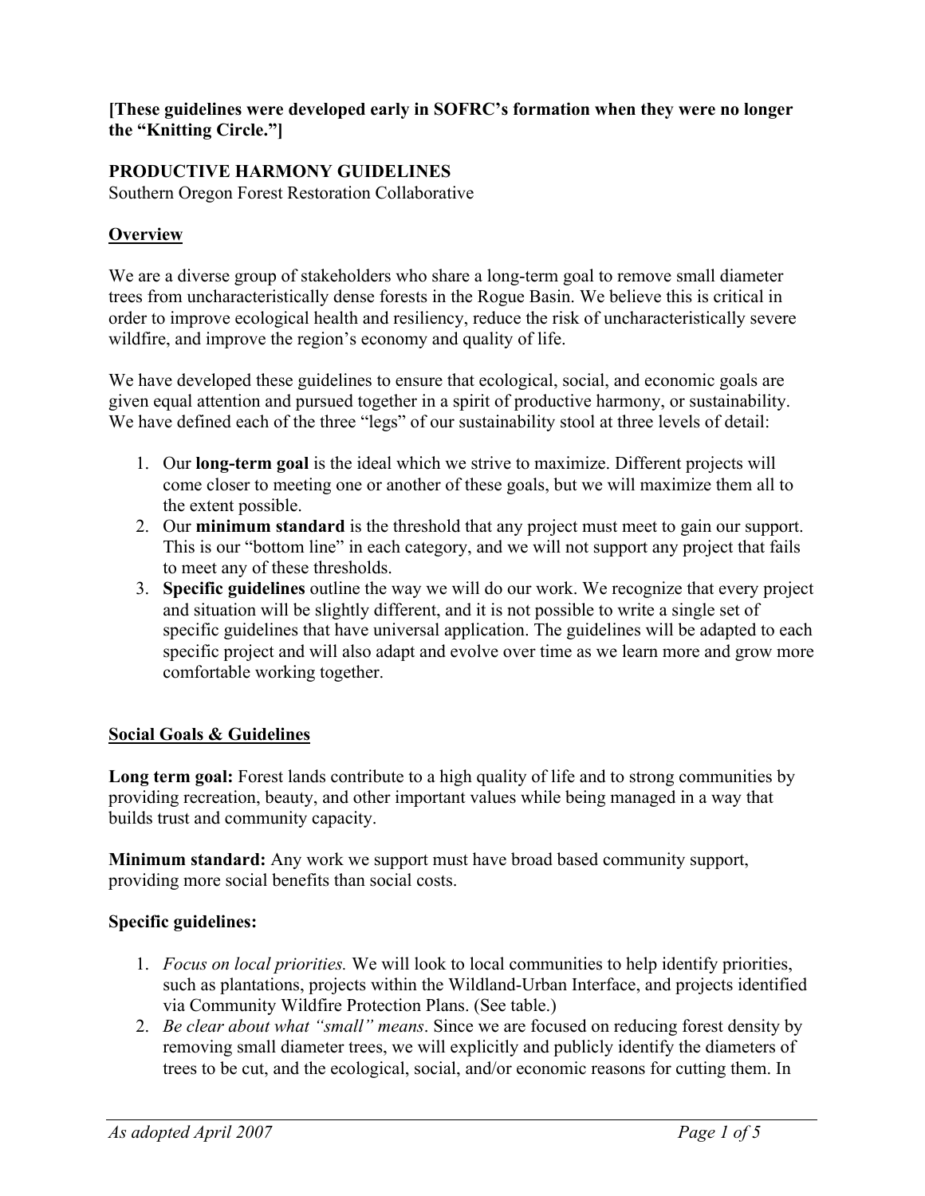**[These guidelines were developed early in SOFRC's formation when they were no longer the "Knitting Circle."]**

**PRODUCTIVE HARMONY GUIDELINES**
Southern Oregon Forest Restoration Collaborative

## Overview

We are a diverse group of stakeholders who share a long-term goal to remove small diameter trees from uncharacteristically dense forests in the Rogue Basin. We believe this is critical in order to improve ecological health and resiliency, reduce the risk of uncharacteristically severe wildfire, and improve the region's economy and quality of life.

We have developed these guidelines to ensure that ecological, social, and economic goals are given equal attention and pursued together in a spirit of productive harmony, or sustainability. We have defined each of the three "legs" of our sustainability stool at three levels of detail:

1. Our **long-term goal** is the ideal which we strive to maximize. Different projects will come closer to meeting one or another of these goals, but we will maximize them all to the extent possible.
2. Our **minimum standard** is the threshold that any project must meet to gain our support. This is our "bottom line" in each category, and we will not support any project that fails to meet any of these thresholds.
3. **Specific guidelines** outline the way we will do our work. We recognize that every project and situation will be slightly different, and it is not possible to write a single set of specific guidelines that have universal application. The guidelines will be adapted to each specific project and will also adapt and evolve over time as we learn more and grow more comfortable working together.

## Social Goals & Guidelines

**Long term goal:** Forest lands contribute to a high quality of life and to strong communities by providing recreation, beauty, and other important values while being managed in a way that builds trust and community capacity.

**Minimum standard:** Any work we support must have broad based community support, providing more social benefits than social costs.

**Specific guidelines:**

1. *Focus on local priorities.* We will look to local communities to help identify priorities, such as plantations, projects within the Wildland-Urban Interface, and projects identified via Community Wildfire Protection Plans. (See table.)
2. *Be clear about what "small" means*. Since we are focused on reducing forest density by removing small diameter trees, we will explicitly and publicly identify the diameters of trees to be cut, and the ecological, social, and/or economic reasons for cutting them. In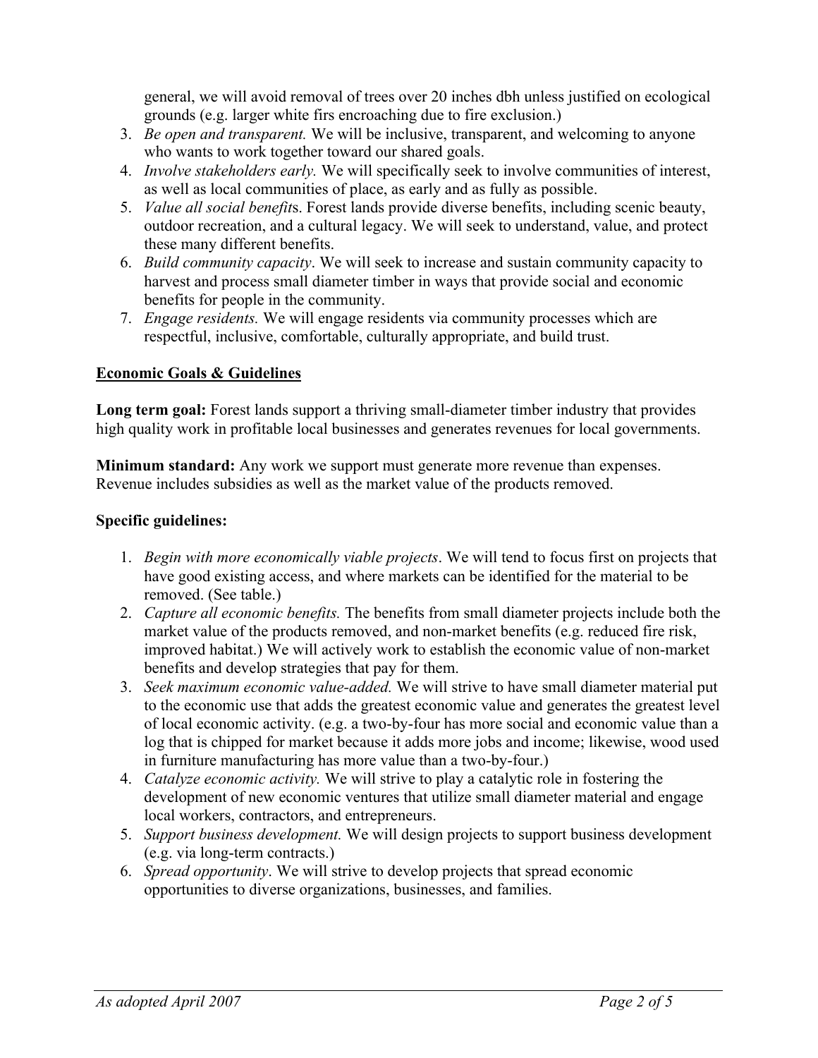general, we will avoid removal of trees over 20 inches dbh unless justified on ecological grounds (e.g. larger white firs encroaching due to fire exclusion.)

3. *Be open and transparent.* We will be inclusive, transparent, and welcoming to anyone who wants to work together toward our shared goals.
4. *Involve stakeholders early.* We will specifically seek to involve communities of interest, as well as local communities of place, as early and as fully as possible.
5. *Value all social benefit*s. Forest lands provide diverse benefits, including scenic beauty, outdoor recreation, and a cultural legacy. We will seek to understand, value, and protect these many different benefits.
6. *Build community capacity*. We will seek to increase and sustain community capacity to harvest and process small diameter timber in ways that provide social and economic benefits for people in the community.
7. *Engage residents.* We will engage residents via community processes which are respectful, inclusive, comfortable, culturally appropriate, and build trust.

## Economic Goals & Guidelines

**Long term goal:** Forest lands support a thriving small-diameter timber industry that provides high quality work in profitable local businesses and generates revenues for local governments.

**Minimum standard:** Any work we support must generate more revenue than expenses. Revenue includes subsidies as well as the market value of the products removed.

**Specific guidelines:**

1. *Begin with more economically viable projects*. We will tend to focus first on projects that have good existing access, and where markets can be identified for the material to be removed. (See table.)
2. *Capture all economic benefits.* The benefits from small diameter projects include both the market value of the products removed, and non-market benefits (e.g. reduced fire risk, improved habitat.) We will actively work to establish the economic value of non-market benefits and develop strategies that pay for them.
3. *Seek maximum economic value-added.* We will strive to have small diameter material put to the economic use that adds the greatest economic value and generates the greatest level of local economic activity. (e.g. a two-by-four has more social and economic value than a log that is chipped for market because it adds more jobs and income; likewise, wood used in furniture manufacturing has more value than a two-by-four.)
4. *Catalyze economic activity.* We will strive to play a catalytic role in fostering the development of new economic ventures that utilize small diameter material and engage local workers, contractors, and entrepreneurs.
5. *Support business development.* We will design projects to support business development (e.g. via long-term contracts.)
6. *Spread opportunity*. We will strive to develop projects that spread economic opportunities to diverse organizations, businesses, and families.

*As adopted April 2007*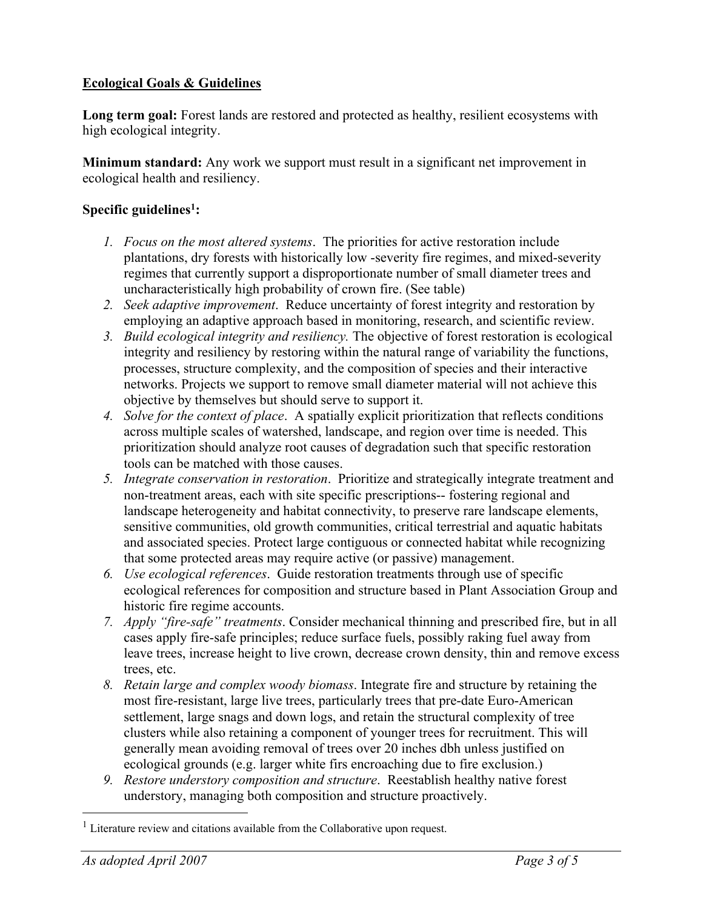## Ecological Goals & Guidelines

**Long term goal:** Forest lands are restored and protected as healthy, resilient ecosystems with high ecological integrity.

**Minimum standard:** Any work we support must result in a significant net improvement in ecological health and resiliency.

**Specific guidelines[1]:**

1. *Focus on the most altered systems*. The priorities for active restoration include plantations, dry forests with historically low -severity fire regimes, and mixed-severity regimes that currently support a disproportionate number of small diameter trees and uncharacteristically high probability of crown fire. (See table)
2. *Seek adaptive improvement*. Reduce uncertainty of forest integrity and restoration by employing an adaptive approach based in monitoring, research, and scientific review.
3. *Build ecological integrity and resiliency.* The objective of forest restoration is ecological integrity and resiliency by restoring within the natural range of variability the functions, processes, structure complexity, and the composition of species and their interactive networks. Projects we support to remove small diameter material will not achieve this objective by themselves but should serve to support it.
4. *Solve for the context of place*. A spatially explicit prioritization that reflects conditions across multiple scales of watershed, landscape, and region over time is needed. This prioritization should analyze root causes of degradation such that specific restoration tools can be matched with those causes.
5. *Integrate conservation in restoration*. Prioritize and strategically integrate treatment and non-treatment areas, each with site specific prescriptions-- fostering regional and landscape heterogeneity and habitat connectivity, to preserve rare landscape elements, sensitive communities, old growth communities, critical terrestrial and aquatic habitats and associated species. Protect large contiguous or connected habitat while recognizing that some protected areas may require active (or passive) management.
6. *Use ecological references*. Guide restoration treatments through use of specific ecological references for composition and structure based in Plant Association Group and historic fire regime accounts.
7. *Apply "fire-safe" treatments*. Consider mechanical thinning and prescribed fire, but in all cases apply fire-safe principles; reduce surface fuels, possibly raking fuel away from leave trees, increase height to live crown, decrease crown density, thin and remove excess trees, etc.
8. *Retain large and complex woody biomass*. Integrate fire and structure by retaining the most fire-resistant, large live trees, particularly trees that pre-date Euro-American settlement, large snags and down logs, and retain the structural complexity of tree clusters while also retaining a component of younger trees for recruitment. This will generally mean avoiding removal of trees over 20 inches dbh unless justified on ecological grounds (e.g. larger white firs encroaching due to fire exclusion.)
9. *Restore understory composition and structure*. Reestablish healthy native forest understory, managing both composition and structure proactively.

[1] Literature review and citations available from the Collaborative upon request.

*As adopted April 2007*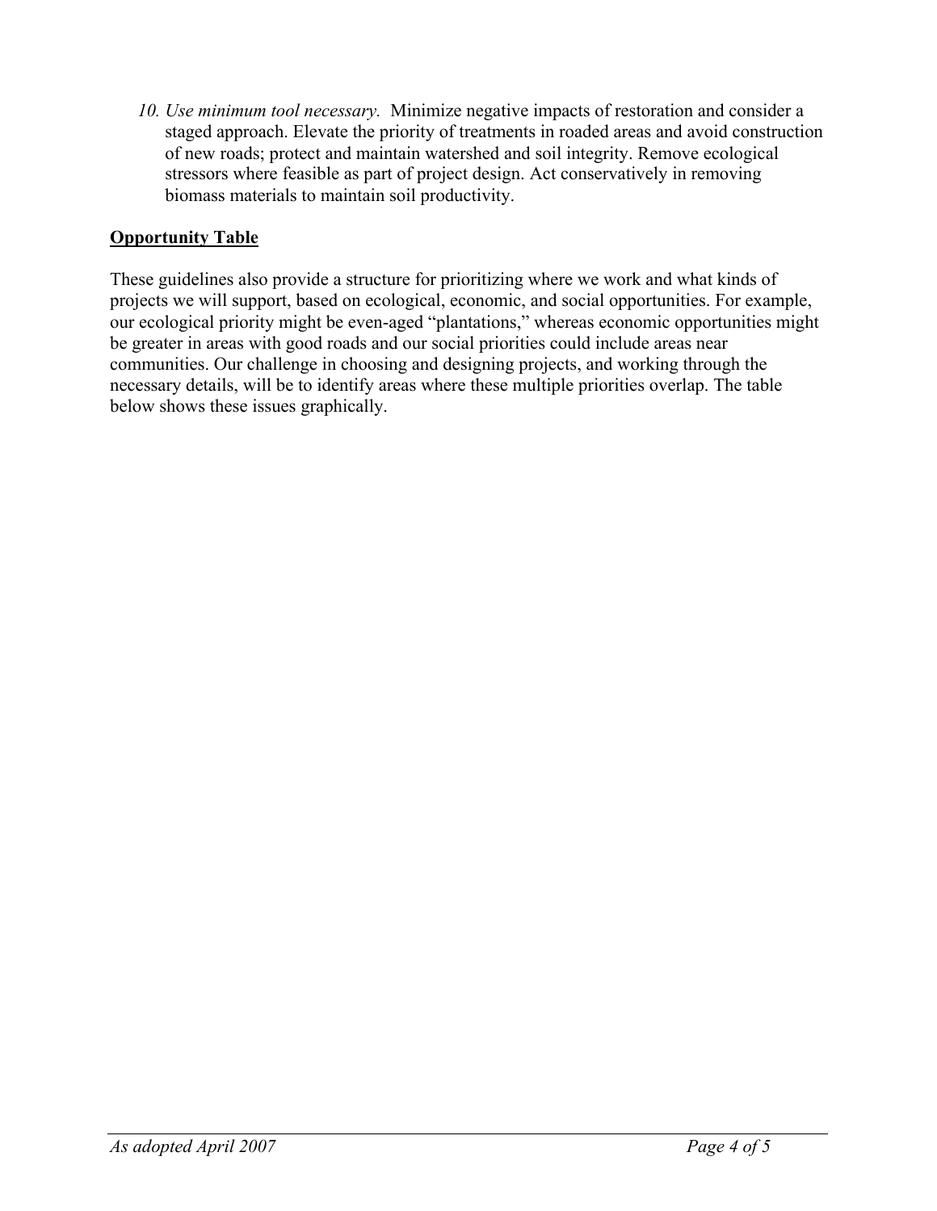10. *Use minimum tool necessary.* Minimize negative impacts of restoration and consider a staged approach. Elevate the priority of treatments in roaded areas and avoid construction of new roads; protect and maintain watershed and soil integrity. Remove ecological stressors where feasible as part of project design. Act conservatively in removing biomass materials to maintain soil productivity.

**<u>Opportunity Table</u>**

These guidelines also provide a structure for prioritizing where we work and what kinds of projects we will support, based on ecological, economic, and social opportunities. For example, our ecological priority might be even-aged "plantations," whereas economic opportunities might be greater in areas with good roads and our social priorities could include areas near communities. Our challenge in choosing and designing projects, and working through the necessary details, will be to identify areas where these multiple priorities overlap. The table below shows these issues graphically.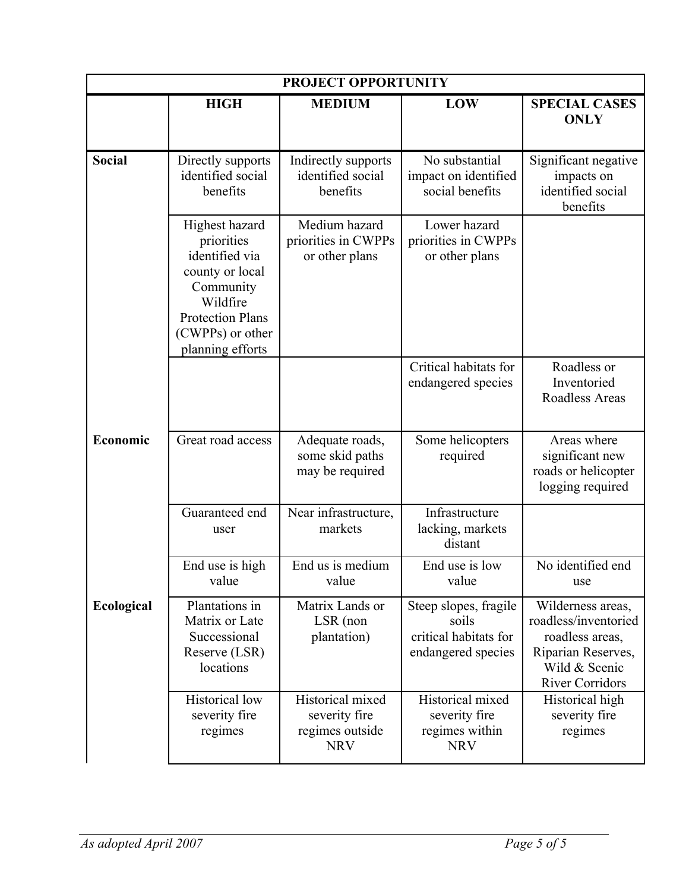| PROJECT OPPORTUNITY | | | | |
|---|---|---|---|---|
| | **HIGH** | **MEDIUM** | **LOW** | **SPECIAL CASES ONLY** |
| **Social** | Directly supports identified social benefits | Indirectly supports identified social benefits | No substantial impact on identified social benefits | Significant negative impacts on identified social benefits |
| | Highest hazard priorities identified via county or local Community Wildfire Protection Plans (CWPPs) or other planning efforts | Medium hazard priorities in CWPPs or other plans | Lower hazard priorities in CWPPs or other plans | |
| | | | Critical habitats for endangered species | Roadless or Inventoried Roadless Areas |
| **Economic** | Great road access | Adequate roads, some skid paths may be required | Some helicopters required | Areas where significant new roads or helicopter logging required |
| | Guaranteed end user | Near infrastructure, markets | Infrastructure lacking, markets distant | |
| | End use is high value | End us is medium value | End use is low value | No identified end use |
| **Ecological** | Plantations in Matrix or Late Successional Reserve (LSR) locations | Matrix Lands or LSR (non plantation) | Steep slopes, fragile soils critical habitats for endangered species | Wilderness areas, roadless/inventoried roadless areas, Riparian Reserves, Wild & Scenic River Corridors |
| | Historical low severity fire regimes | Historical mixed severity fire regimes outside NRV | Historical mixed severity fire regimes within NRV | Historical high severity fire regimes |

*As adopted April 2007*